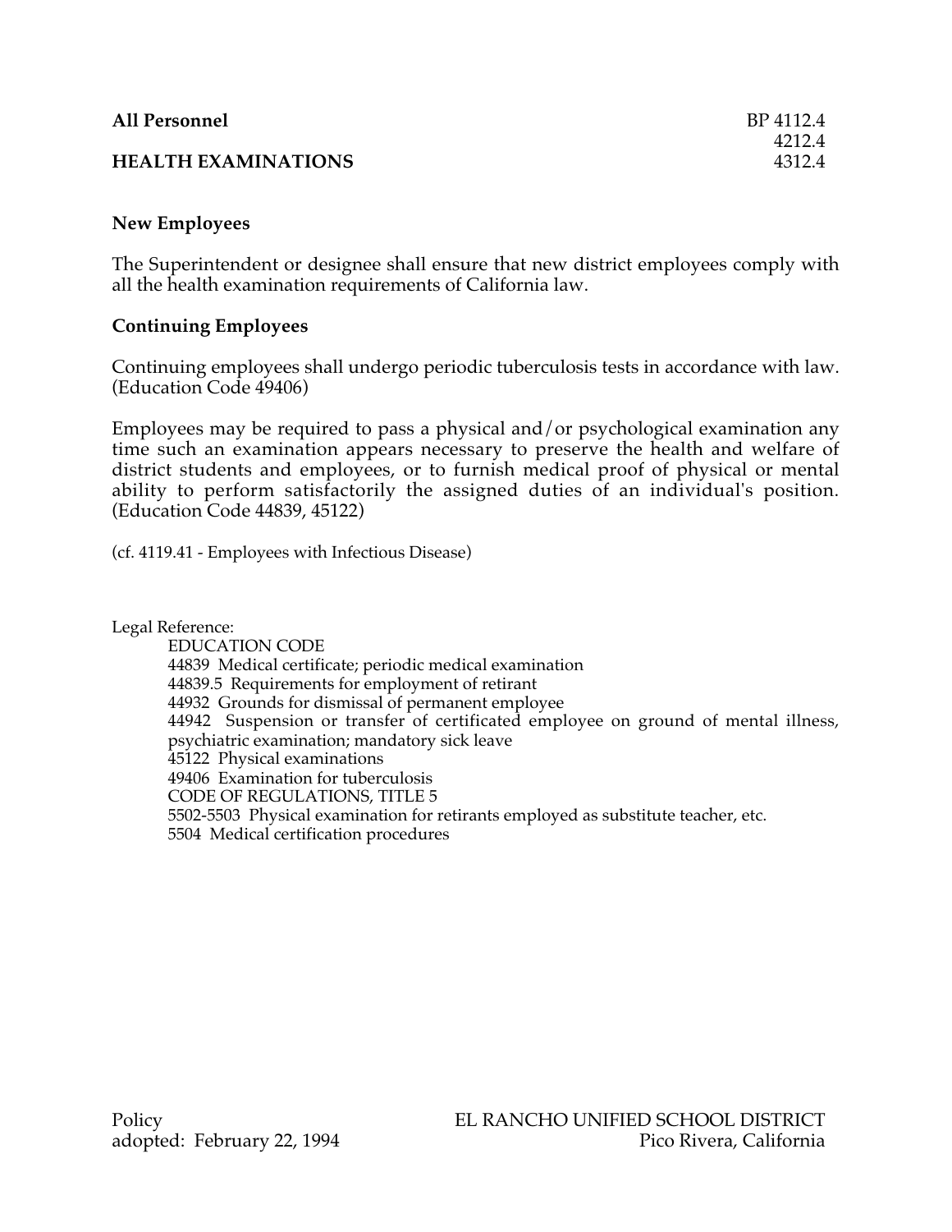**All Personnel** BP 4112.4
4212.4
**HEALTH EXAMINATIONS** 4312.4

## New Employees

The Superintendent or designee shall ensure that new district employees comply with all the health examination requirements of California law.

## Continuing Employees

Continuing employees shall undergo periodic tuberculosis tests in accordance with law. (Education Code 49406)

Employees may be required to pass a physical and/or psychological examination any time such an examination appears necessary to preserve the health and welfare of district students and employees, or to furnish medical proof of physical or mental ability to perform satisfactorily the assigned duties of an individual's position. (Education Code 44839, 45122)

(cf. 4119.41 - Employees with Infectious Disease)

Legal Reference:

EDUCATION CODE
44839 Medical certificate; periodic medical examination
44839.5 Requirements for employment of retirant
44932 Grounds for dismissal of permanent employee
44942 Suspension or transfer of certificated employee on ground of mental illness, psychiatric examination; mandatory sick leave
45122 Physical examinations
49406 Examination for tuberculosis
CODE OF REGULATIONS, TITLE 5
5502-5503 Physical examination for retirants employed as substitute teacher, etc.
5504 Medical certification procedures

Policy
adopted: February 22, 1994

EL RANCHO UNIFIED SCHOOL DISTRICT
Pico Rivera, California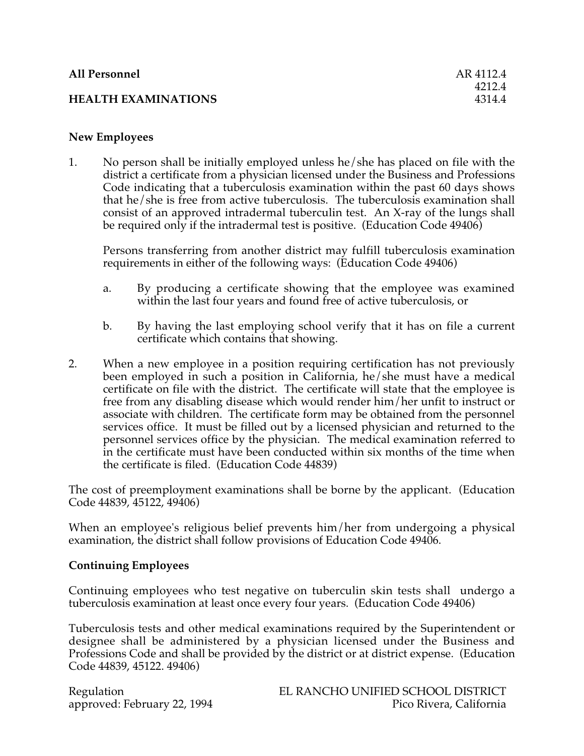**All Personnel** AR 4112.4
4212.4
**HEALTH EXAMINATIONS** 4314.4

**New Employees**

1. No person shall be initially employed unless he/she has placed on file with the district a certificate from a physician licensed under the Business and Professions Code indicating that a tuberculosis examination within the past 60 days shows that he/she is free from active tuberculosis. The tuberculosis examination shall consist of an approved intradermal tuberculin test. An X-ray of the lungs shall be required only if the intradermal test is positive. (Education Code 49406)

   Persons transferring from another district may fulfill tuberculosis examination requirements in either of the following ways: (Education Code 49406)

   a. By producing a certificate showing that the employee was examined within the last four years and found free of active tuberculosis, or

   b. By having the last employing school verify that it has on file a current certificate which contains that showing.

2. When a new employee in a position requiring certification has not previously been employed in such a position in California, he/she must have a medical certificate on file with the district. The certificate will state that the employee is free from any disabling disease which would render him/her unfit to instruct or associate with children. The certificate form may be obtained from the personnel services office. It must be filled out by a licensed physician and returned to the personnel services office by the physician. The medical examination referred to in the certificate must have been conducted within six months of the time when the certificate is filed. (Education Code 44839)

The cost of preemployment examinations shall be borne by the applicant. (Education Code 44839, 45122, 49406)

When an employee's religious belief prevents him/her from undergoing a physical examination, the district shall follow provisions of Education Code 49406.

**Continuing Employees**

Continuing employees who test negative on tuberculin skin tests shall undergo a tuberculosis examination at least once every four years. (Education Code 49406)

Tuberculosis tests and other medical examinations required by the Superintendent or designee shall be administered by a physician licensed under the Business and Professions Code and shall be provided by the district or at district expense. (Education Code 44839, 45122. 49406)

Regulation EL RANCHO UNIFIED SCHOOL DISTRICT
approved: February 22, 1994 Pico Rivera, California